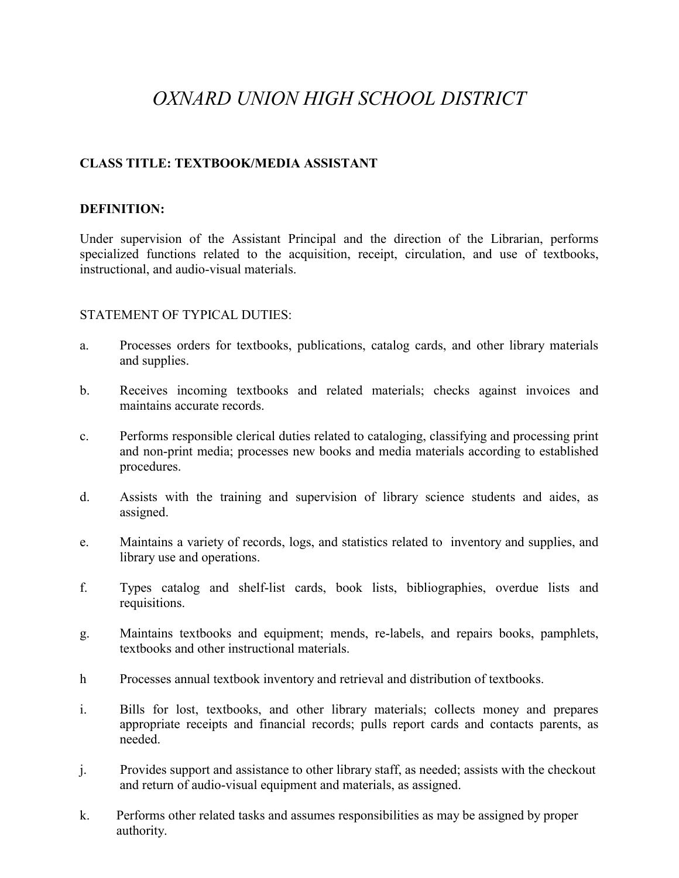# *OXNARD UNION HIGH SCHOOL DISTRICT*

**CLASS TITLE: TEXTBOOK/MEDIA ASSISTANT**

**DEFINITION:**

Under supervision of the Assistant Principal and the direction of the Librarian, performs specialized functions related to the acquisition, receipt, circulation, and use of textbooks, instructional, and audio-visual materials.

STATEMENT OF TYPICAL DUTIES:

a. Processes orders for textbooks, publications, catalog cards, and other library materials and supplies.

b. Receives incoming textbooks and related materials; checks against invoices and maintains accurate records.

c. Performs responsible clerical duties related to cataloging, classifying and processing print and non-print media; processes new books and media materials according to established procedures.

d. Assists with the training and supervision of library science students and aides, as assigned.

e. Maintains a variety of records, logs, and statistics related to inventory and supplies, and library use and operations.

f. Types catalog and shelf-list cards, book lists, bibliographies, overdue lists and requisitions.

g. Maintains textbooks and equipment; mends, re-labels, and repairs books, pamphlets, textbooks and other instructional materials.

h Processes annual textbook inventory and retrieval and distribution of textbooks.

i. Bills for lost, textbooks, and other library materials; collects money and prepares appropriate receipts and financial records; pulls report cards and contacts parents, as needed.

j. Provides support and assistance to other library staff, as needed; assists with the checkout and return of audio-visual equipment and materials, as assigned.

k. Performs other related tasks and assumes responsibilities as may be assigned by proper authority.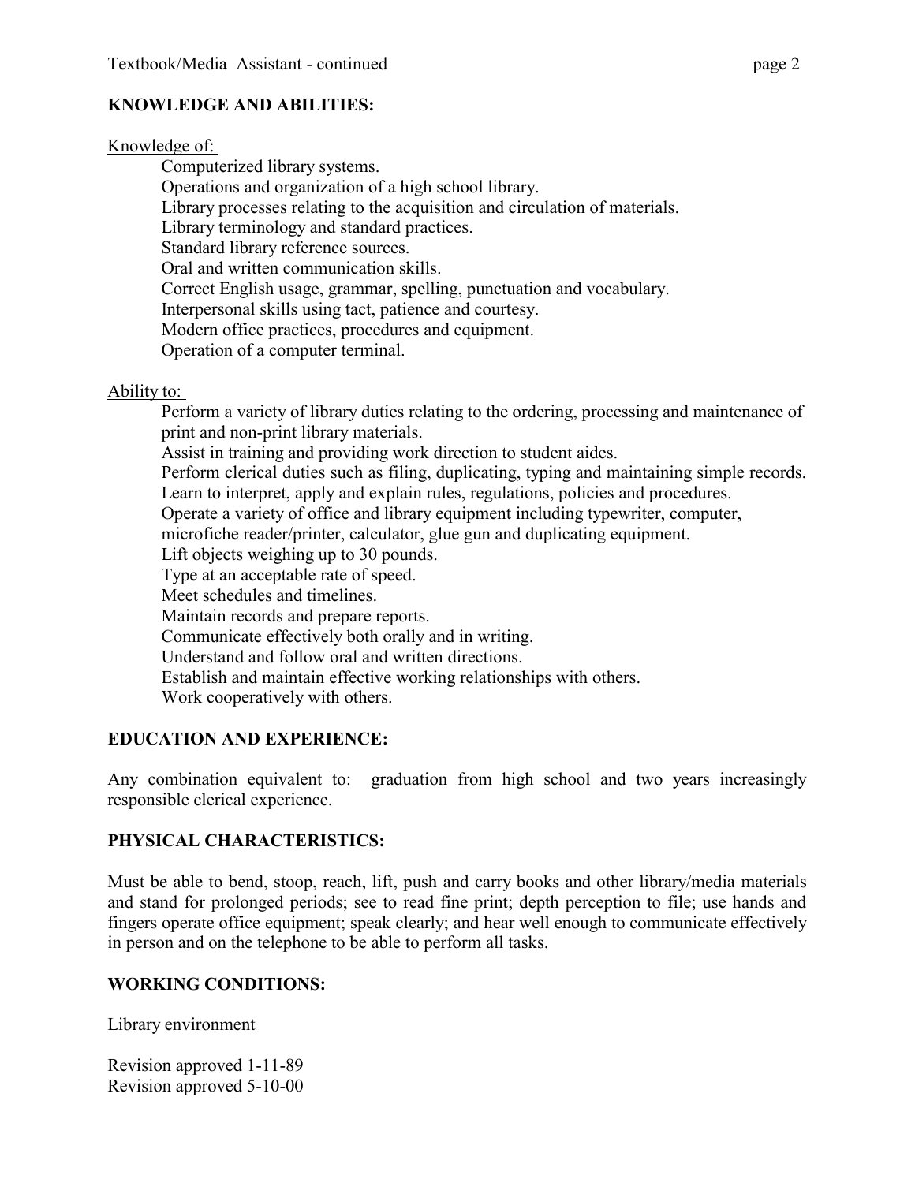## KNOWLEDGE AND ABILITIES:

Knowledge of:

- Computerized library systems.
- Operations and organization of a high school library.
- Library processes relating to the acquisition and circulation of materials.
- Library terminology and standard practices.
- Standard library reference sources.
- Oral and written communication skills.
- Correct English usage, grammar, spelling, punctuation and vocabulary.
- Interpersonal skills using tact, patience and courtesy.
- Modern office practices, procedures and equipment.
- Operation of a computer terminal.

Ability to:

- Perform a variety of library duties relating to the ordering, processing and maintenance of print and non-print library materials.
- Assist in training and providing work direction to student aides.
- Perform clerical duties such as filing, duplicating, typing and maintaining simple records.
- Learn to interpret, apply and explain rules, regulations, policies and procedures.
- Operate a variety of office and library equipment including typewriter, computer, microfiche reader/printer, calculator, glue gun and duplicating equipment.
- Lift objects weighing up to 30 pounds.
- Type at an acceptable rate of speed.
- Meet schedules and timelines.
- Maintain records and prepare reports.
- Communicate effectively both orally and in writing.
- Understand and follow oral and written directions.
- Establish and maintain effective working relationships with others.
- Work cooperatively with others.

## EDUCATION AND EXPERIENCE:

Any combination equivalent to: graduation from high school and two years increasingly responsible clerical experience.

## PHYSICAL CHARACTERISTICS:

Must be able to bend, stoop, reach, lift, push and carry books and other library/media materials and stand for prolonged periods; see to read fine print; depth perception to file; use hands and fingers operate office equipment; speak clearly; and hear well enough to communicate effectively in person and on the telephone to be able to perform all tasks.

## WORKING CONDITIONS:

Library environment

Revision approved 1-11-89
Revision approved 5-10-00